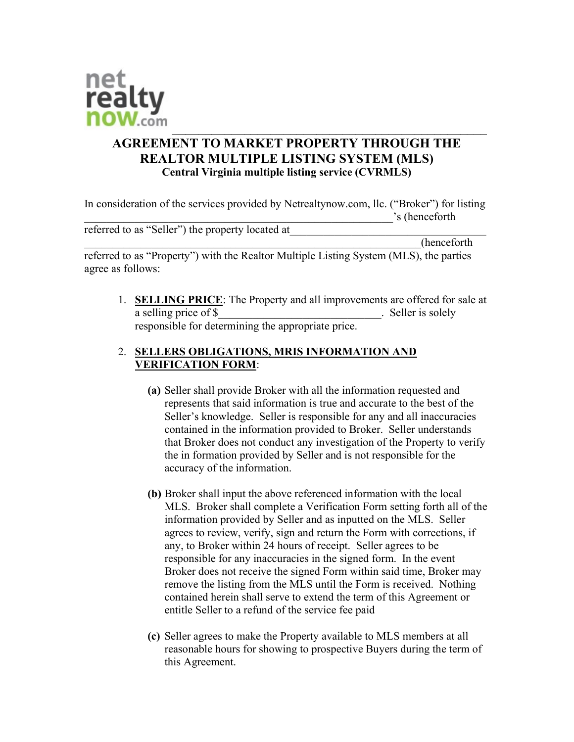net realty now.com

# AGREEMENT TO MARKET PROPERTY THROUGH THE REALTOR MULTIPLE LISTING SYSTEM (MLS)

**Central Virginia multiple listing service (CVRMLS)**

In consideration of the services provided by Netrealtynow.com, llc. ("Broker") for listing ___________________________________________________________'s (henceforth referred to as "Seller") the property located at____________________________________ ______________________________________________________________(henceforth referred to as "Property") with the Realtor Multiple Listing System (MLS), the parties agree as follows:

1. **SELLING PRICE**: The Property and all improvements are offered for sale at a selling price of $_____________________________. Seller is solely responsible for determining the appropriate price.

2. **SELLERS OBLIGATIONS, MRIS INFORMATION AND VERIFICATION FORM**:

   **(a)** Seller shall provide Broker with all the information requested and represents that said information is true and accurate to the best of the Seller's knowledge. Seller is responsible for any and all inaccuracies contained in the information provided to Broker. Seller understands that Broker does not conduct any investigation of the Property to verify the in formation provided by Seller and is not responsible for the accuracy of the information.

   **(b)** Broker shall input the above referenced information with the local MLS. Broker shall complete a Verification Form setting forth all of the information provided by Seller and as inputted on the MLS. Seller agrees to review, verify, sign and return the Form with corrections, if any, to Broker within 24 hours of receipt. Seller agrees to be responsible for any inaccuracies in the signed form. In the event Broker does not receive the signed Form within said time, Broker may remove the listing from the MLS until the Form is received. Nothing contained herein shall serve to extend the term of this Agreement or entitle Seller to a refund of the service fee paid

   **(c)** Seller agrees to make the Property available to MLS members at all reasonable hours for showing to prospective Buyers during the term of this Agreement.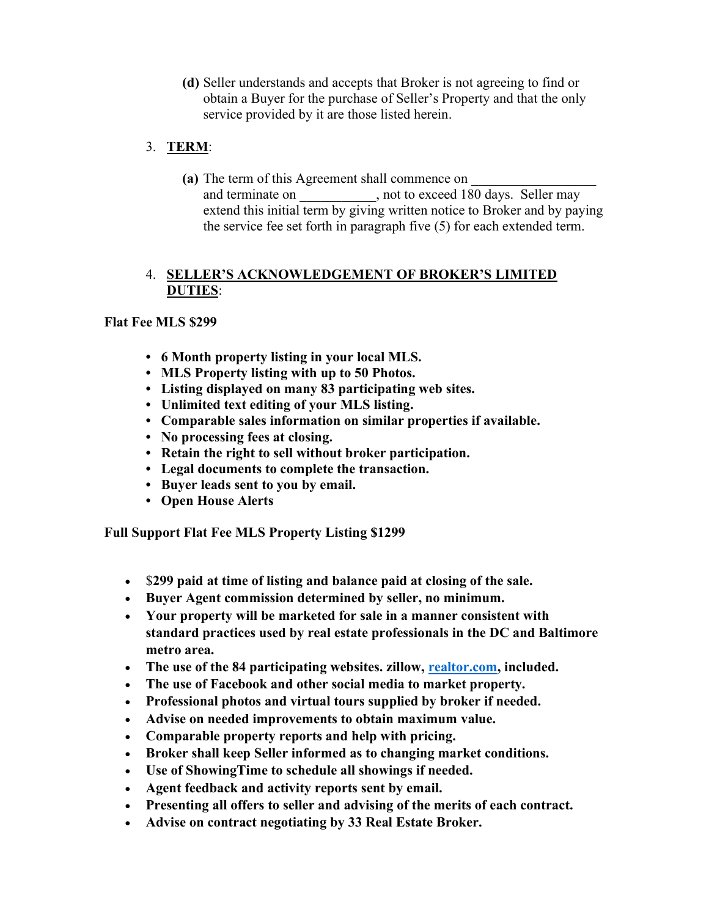**(d)** Seller understands and accepts that Broker is not agreeing to find or obtain a Buyer for the purchase of Seller's Property and that the only service provided by it are those listed herein.

3. **TERM**:

**(a)** The term of this Agreement shall commence on __________________ and terminate on ___________, not to exceed 180 days. Seller may extend this initial term by giving written notice to Broker and by paying the service fee set forth in paragraph five (5) for each extended term.

4. **SELLER'S ACKNOWLEDGEMENT OF BROKER'S LIMITED DUTIES**:

**Flat Fee MLS $299**

- **6 Month property listing in your local MLS.**
- **MLS Property listing with up to 50 Photos.**
- **Listing displayed on many 83 participating web sites.**
- **Unlimited text editing of your MLS listing.**
- **Comparable sales information on similar properties if available.**
- **No processing fees at closing.**
- **Retain the right to sell without broker participation.**
- **Legal documents to complete the transaction.**
- **Buyer leads sent to you by email.**
- **Open House Alerts**

**Full Support Flat Fee MLS Property Listing $1299**

- $**299 paid at time of listing and balance paid at closing of the sale.**
- **Buyer Agent commission determined by seller, no minimum.**
- **Your property will be marketed for sale in a manner consistent with standard practices used by real estate professionals in the DC and Baltimore metro area.**
- **The use of the 84 participating websites. zillow, realtor.com, included.**
- **The use of Facebook and other social media to market property.**
- **Professional photos and virtual tours supplied by broker if needed.**
- **Advise on needed improvements to obtain maximum value.**
- **Comparable property reports and help with pricing.**
- **Broker shall keep Seller informed as to changing market conditions.**
- **Use of ShowingTime to schedule all showings if needed.**
- **Agent feedback and activity reports sent by email.**
- **Presenting all offers to seller and advising of the merits of each contract.**
- **Advise on contract negotiating by 33 Real Estate Broker.**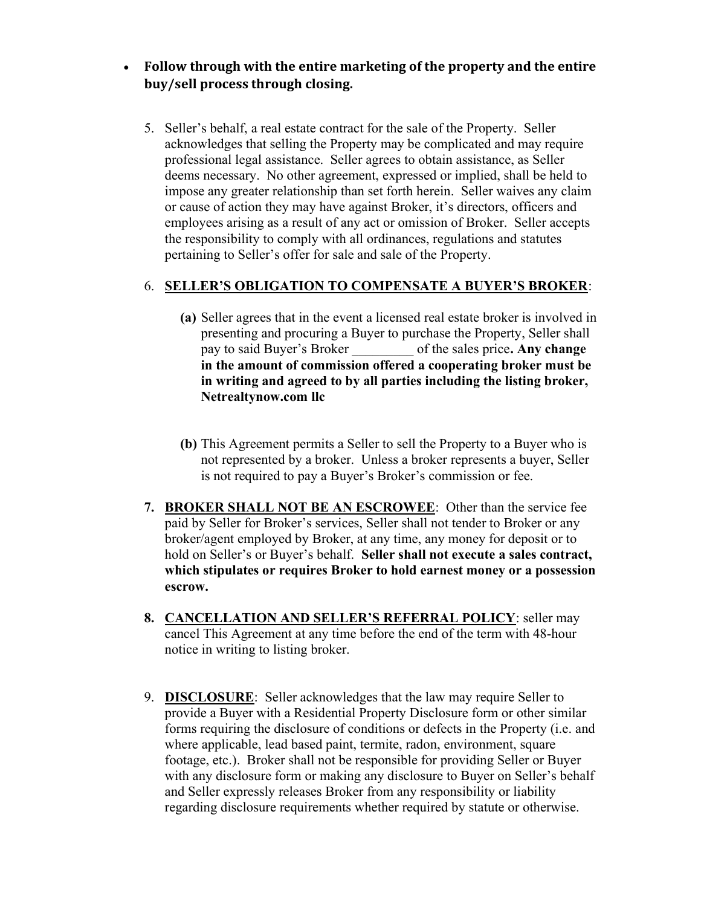- **Follow through with the entire marketing of the property and the entire buy/sell process through closing.**

5. Seller's behalf, a real estate contract for the sale of the Property. Seller acknowledges that selling the Property may be complicated and may require professional legal assistance. Seller agrees to obtain assistance, as Seller deems necessary. No other agreement, expressed or implied, shall be held to impose any greater relationship than set forth herein. Seller waives any claim or cause of action they may have against Broker, it's directors, officers and employees arising as a result of any act or omission of Broker. Seller accepts the responsibility to comply with all ordinances, regulations and statutes pertaining to Seller's offer for sale and sale of the Property.

6. **<u>SELLER'S OBLIGATION TO COMPENSATE A BUYER'S BROKER</u>**:

   **(a)** Seller agrees that in the event a licensed real estate broker is involved in presenting and procuring a Buyer to purchase the Property, Seller shall pay to said Buyer's Broker _________ of the sales price**. Any change in the amount of commission offered a cooperating broker must be in writing and agreed to by all parties including the listing broker, Netrealtynow.com llc**

   **(b)** This Agreement permits a Seller to sell the Property to a Buyer who is not represented by a broker. Unless a broker represents a buyer, Seller is not required to pay a Buyer's Broker's commission or fee.

7. **<u>BROKER SHALL NOT BE AN ESCROWEE</u>**: Other than the service fee paid by Seller for Broker's services, Seller shall not tender to Broker or any broker/agent employed by Broker, at any time, any money for deposit or to hold on Seller's or Buyer's behalf. **Seller shall not execute a sales contract, which stipulates or requires Broker to hold earnest money or a possession escrow.**

8. **<u>CANCELLATION AND SELLER'S REFERRAL POLICY</u>**: seller may cancel This Agreement at any time before the end of the term with 48-hour notice in writing to listing broker.

9. **<u>DISCLOSURE</u>**: Seller acknowledges that the law may require Seller to provide a Buyer with a Residential Property Disclosure form or other similar forms requiring the disclosure of conditions or defects in the Property (i.e. and where applicable, lead based paint, termite, radon, environment, square footage, etc.). Broker shall not be responsible for providing Seller or Buyer with any disclosure form or making any disclosure to Buyer on Seller's behalf and Seller expressly releases Broker from any responsibility or liability regarding disclosure requirements whether required by statute or otherwise.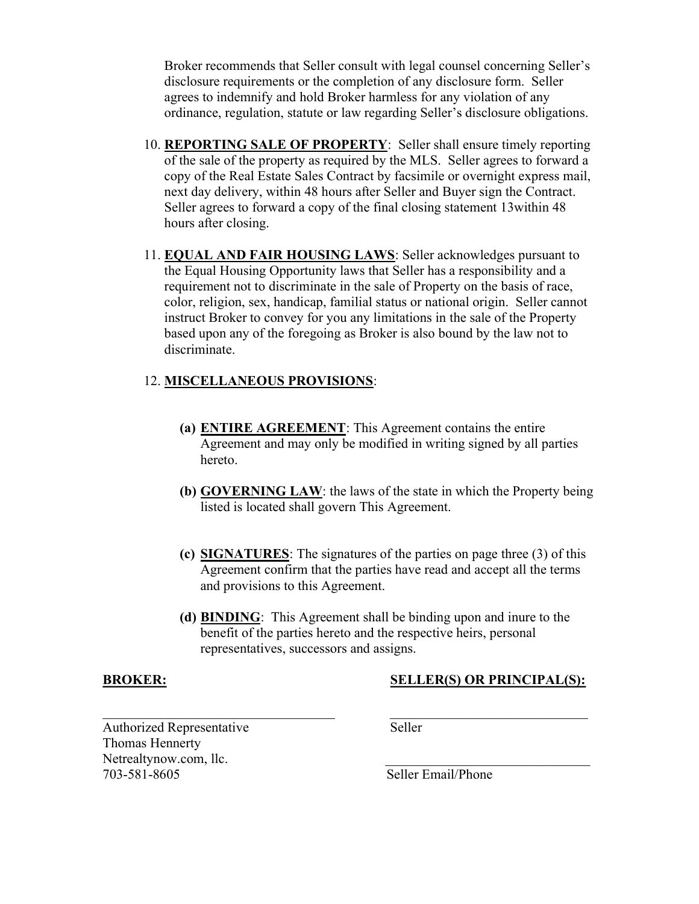Broker recommends that Seller consult with legal counsel concerning Seller's disclosure requirements or the completion of any disclosure form. Seller agrees to indemnify and hold Broker harmless for any violation of any ordinance, regulation, statute or law regarding Seller's disclosure obligations.

10. **REPORTING SALE OF PROPERTY**: Seller shall ensure timely reporting of the sale of the property as required by the MLS. Seller agrees to forward a copy of the Real Estate Sales Contract by facsimile or overnight express mail, next day delivery, within 48 hours after Seller and Buyer sign the Contract. Seller agrees to forward a copy of the final closing statement 13within 48 hours after closing.

11. **EQUAL AND FAIR HOUSING LAWS**: Seller acknowledges pursuant to the Equal Housing Opportunity laws that Seller has a responsibility and a requirement not to discriminate in the sale of Property on the basis of race, color, religion, sex, handicap, familial status or national origin. Seller cannot instruct Broker to convey for you any limitations in the sale of the Property based upon any of the foregoing as Broker is also bound by the law not to discriminate.

12. **MISCELLANEOUS PROVISIONS**:

    **(a) ENTIRE AGREEMENT**: This Agreement contains the entire Agreement and may only be modified in writing signed by all parties hereto.

    **(b) GOVERNING LAW**: the laws of the state in which the Property being listed is located shall govern This Agreement.

    **(c) SIGNATURES**: The signatures of the parties on page three (3) of this Agreement confirm that the parties have read and accept all the terms and provisions to this Agreement.

    **(d) BINDING**: This Agreement shall be binding upon and inure to the benefit of the parties hereto and the respective heirs, personal representatives, successors and assigns.

**BROKER:**

_______________________________
Authorized Representative
Thomas Hennerty
Netrealtynow.com, llc.
703-581-8605

**SELLER(S) OR PRINCIPAL(S):**

_______________________________
Seller

_______________________________
Seller Email/Phone